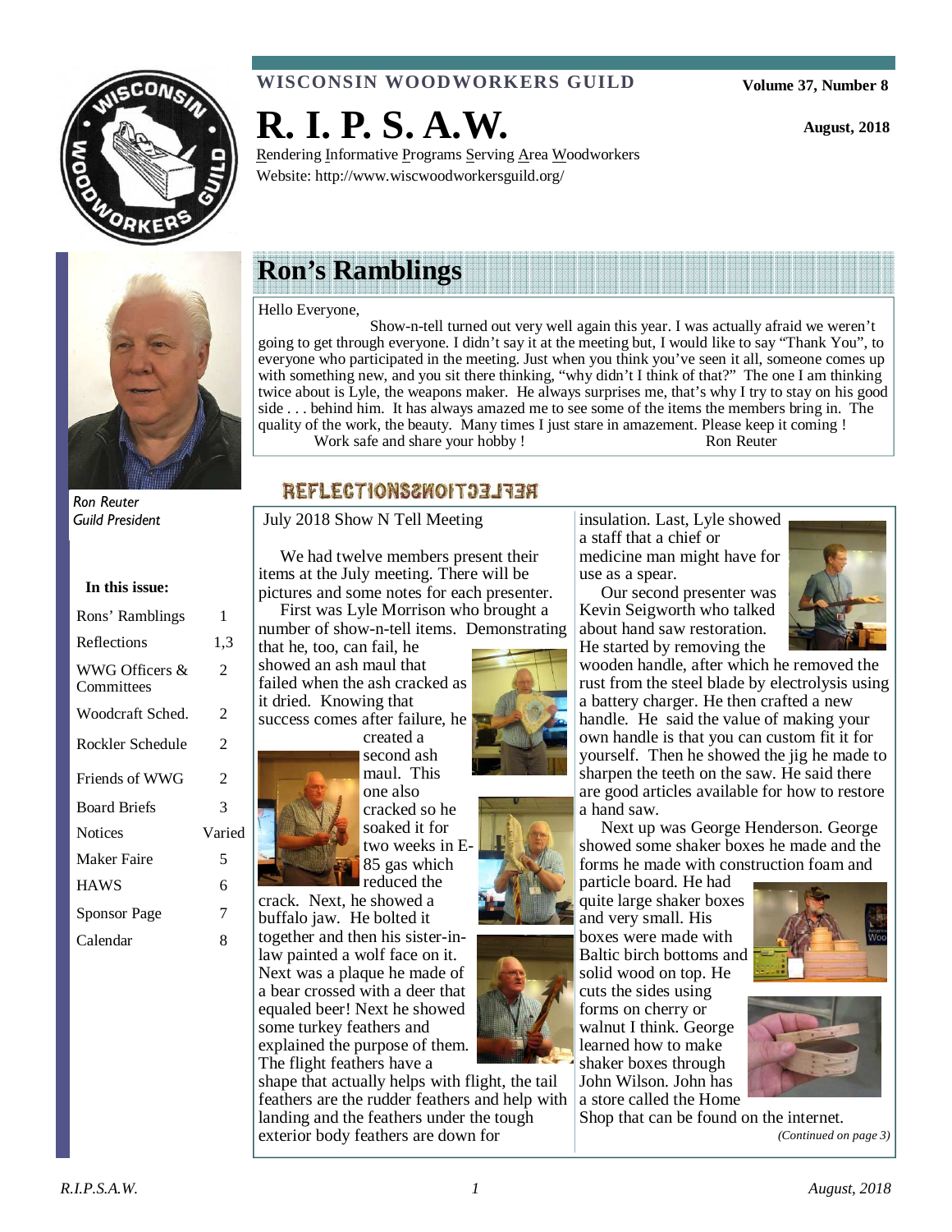**WISCONSIN WOODWORKERS GUILD**

**Volume 37, Number 8**

**August, 2018**

# R. I. P. S. A.W.

Rendering Informative Programs Serving Area Woodworkers
Website: http://www.wiscwoodworkersguild.org/

*Ron Reuter*
*Guild President*

**In this issue:**

| | |
|---|---|
| Rons' Ramblings | 1 |
| Reflections | 1,3 |
| WWG Officers & Committees | 2 |
| Woodcraft Sched. | 2 |
| Rockler Schedule | 2 |
| Friends of WWG | 2 |
| Board Briefs | 3 |
| Notices | Varied |
| Maker Faire | 5 |
| HAWS | 6 |
| Sponsor Page | 7 |
| Calendar | 8 |

## Ron's Ramblings

Hello Everyone,

Show-n-tell turned out very well again this year. I was actually afraid we weren't going to get through everyone. I didn't say it at the meeting but, I would like to say "Thank You", to everyone who participated in the meeting. Just when you think you've seen it all, someone comes up with something new, and you sit there thinking, "why didn't I think of that?" The one I am thinking twice about is Lyle, the weapons maker. He always surprises me, that's why I try to stay on his good side . . . behind him. It has always amazed me to see some of the items the members bring in. The quality of the work, the beauty. Many times I just stare in amazement. Please keep it coming !

Work safe and share your hobby ! Ron Reuter

## REFLECTIONS

July 2018 Show N Tell Meeting

We had twelve members present their items at the July meeting. There will be pictures and some notes for each presenter.

First was Lyle Morrison who brought a number of show-n-tell items. Demonstrating that he, too, can fail, he showed an ash maul that failed when the ash cracked as it dried. Knowing that success comes after failure, he created a second ash maul. This one also cracked so he soaked it for two weeks in E-85 gas which reduced the crack. Next, he showed a buffalo jaw. He bolted it together and then his sister-in-law painted a wolf face on it. Next was a plaque he made of a bear crossed with a deer that equaled beer! Next he showed some turkey feathers and explained the purpose of them. The flight feathers have a shape that actually helps with flight, the tail feathers are the rudder feathers and help with landing and the feathers under the tough exterior body feathers are down for insulation. Last, Lyle showed a staff that a chief or medicine man might have for use as a spear.

Our second presenter was Kevin Seigworth who talked about hand saw restoration. He started by removing the wooden handle, after which he removed the rust from the steel blade by electrolysis using a battery charger. He then crafted a new handle. He said the value of making your own handle is that you can custom fit it for yourself. Then he showed the jig he made to sharpen the teeth on the saw. He said there are good articles available for how to restore a hand saw.

Next up was George Henderson. George showed some shaker boxes he made and the forms he made with construction foam and particle board. He had quite large shaker boxes and very small. His boxes were made with Baltic birch bottoms and solid wood on top. He cuts the sides using forms on cherry or walnut I think. George learned how to make shaker boxes through John Wilson. John has a store called the Home Shop that can be found on the internet.

*(Continued on page 3)*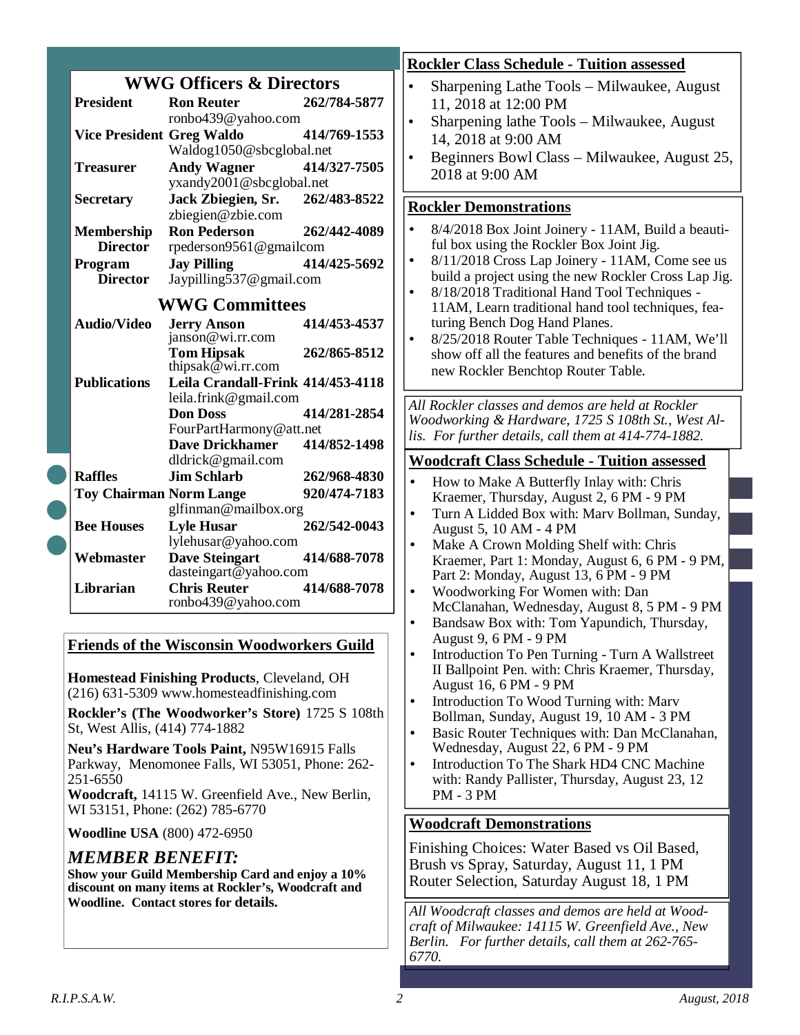## WWG Officers & Directors

| | | |
|---|---|---|
| **President** | **Ron Reuter** ronbo439@yahoo.com | **262/784-5877** |
| **Vice President** | **Greg Waldo** Waldog1050@sbcglobal.net | **414/769-1553** |
| **Treasurer** | **Andy Wagner** yxandy2001@sbcglobal.net | **414/327-7505** |
| **Secretary** | **Jack Zbiegien, Sr.** zbiegien@zbie.com | **262/483-8522** |
| **Membership Director** | **Ron Pederson** rpederson9561@gmailcom | **262/442-4089** |
| **Program Director** | **Jay Pilling** Jaypilling537@gmail.com | **414/425-5692** |

## WWG Committees

| | | |
|---|---|---|
| **Audio/Video** | **Jerry Anson** janson@wi.rr.com | **414/453-4537** |
| | **Tom Hipsak** thipsak@wi.rr.com | **262/865-8512** |
| **Publications** | **Leila Crandall-Frink** leila.frink@gmail.com | **414/453-4118** |
| | **Don Doss** FourPartHarmony@att.net | **414/281-2854** |
| | **Dave Drickhamer** dldrick@gmail.com | **414/852-1498** |
| **Raffles** | **Jim Schlarb** | **262/968-4830** |
| **Toy Chairman** | **Norm Lange** glfinman@mailbox.org | **920/474-7183** |
| **Bee Houses** | **Lyle Husar** lylehusar@yahoo.com | **262/542-0043** |
| **Webmaster** | **Dave Steingart** dasteingart@yahoo.com | **414/688-7078** |
| **Librarian** | **Chris Reuter** ronbo439@yahoo.com | **414/688-7078** |

## Friends of the Wisconsin Woodworkers Guild

**Homestead Finishing Products**, Cleveland, OH (216) 631-5309 www.homesteadfinishing.com

**Rockler's (The Woodworker's Store)** 1725 S 108th St, West Allis, (414) 774-1882

**Neu's Hardware Tools Paint,** N95W16915 Falls Parkway, Menomonee Falls, WI 53051, Phone: 262-251-6550

**Woodcraft,** 14115 W. Greenfield Ave., New Berlin, WI 53151, Phone: (262) 785-6770

**Woodline USA** (800) 472-6950

### *MEMBER BENEFIT:*

**Show your Guild Membership Card and enjoy a 10% discount on many items at Rockler's, Woodcraft and Woodline. Contact stores for details.**

## Rockler Class Schedule - Tuition assessed

- Sharpening Lathe Tools – Milwaukee, August 11, 2018 at 12:00 PM
- Sharpening lathe Tools – Milwaukee, August 14, 2018 at 9:00 AM
- Beginners Bowl Class – Milwaukee, August 25, 2018 at 9:00 AM

## Rockler Demonstrations

- 8/4/2018 Box Joint Joinery - 11AM, Build a beautiful box using the Rockler Box Joint Jig.
- 8/11/2018 Cross Lap Joinery - 11AM, Come see us build a project using the new Rockler Cross Lap Jig.
- 8/18/2018 Traditional Hand Tool Techniques - 11AM, Learn traditional hand tool techniques, featuring Bench Dog Hand Planes.
- 8/25/2018 Router Table Techniques - 11AM, We'll show off all the features and benefits of the brand new Rockler Benchtop Router Table.

*All Rockler classes and demos are held at Rockler Woodworking & Hardware, 1725 S 108th St., West Allis. For further details, call them at 414-774-1882.*

## Woodcraft Class Schedule - Tuition assessed

- How to Make A Butterfly Inlay with: Chris Kraemer, Thursday, August 2, 6 PM - 9 PM
- Turn A Lidded Box with: Marv Bollman, Sunday, August 5, 10 AM - 4 PM
- Make A Crown Molding Shelf with: Chris Kraemer, Part 1: Monday, August 6, 6 PM - 9 PM, Part 2: Monday, August 13, 6 PM - 9 PM
- Woodworking For Women with: Dan McClanahan, Wednesday, August 8, 5 PM - 9 PM
- Bandsaw Box with: Tom Yapundich, Thursday, August 9, 6 PM - 9 PM
- Introduction To Pen Turning - Turn A Wallstreet II Ballpoint Pen. with: Chris Kraemer, Thursday, August 16, 6 PM - 9 PM
- Introduction To Wood Turning with: Marv Bollman, Sunday, August 19, 10 AM - 3 PM
- Basic Router Techniques with: Dan McClanahan, Wednesday, August 22, 6 PM - 9 PM
- Introduction To The Shark HD4 CNC Machine with: Randy Pallister, Thursday, August 23, 12 PM - 3 PM

## Woodcraft Demonstrations

Finishing Choices: Water Based vs Oil Based, Brush vs Spray, Saturday, August 11, 1 PM

Router Selection, Saturday August 18, 1 PM

*All Woodcraft classes and demos are held at Woodcraft of Milwaukee: 14115 W. Greenfield Ave., New Berlin. For further details, call them at 262-765-6770.*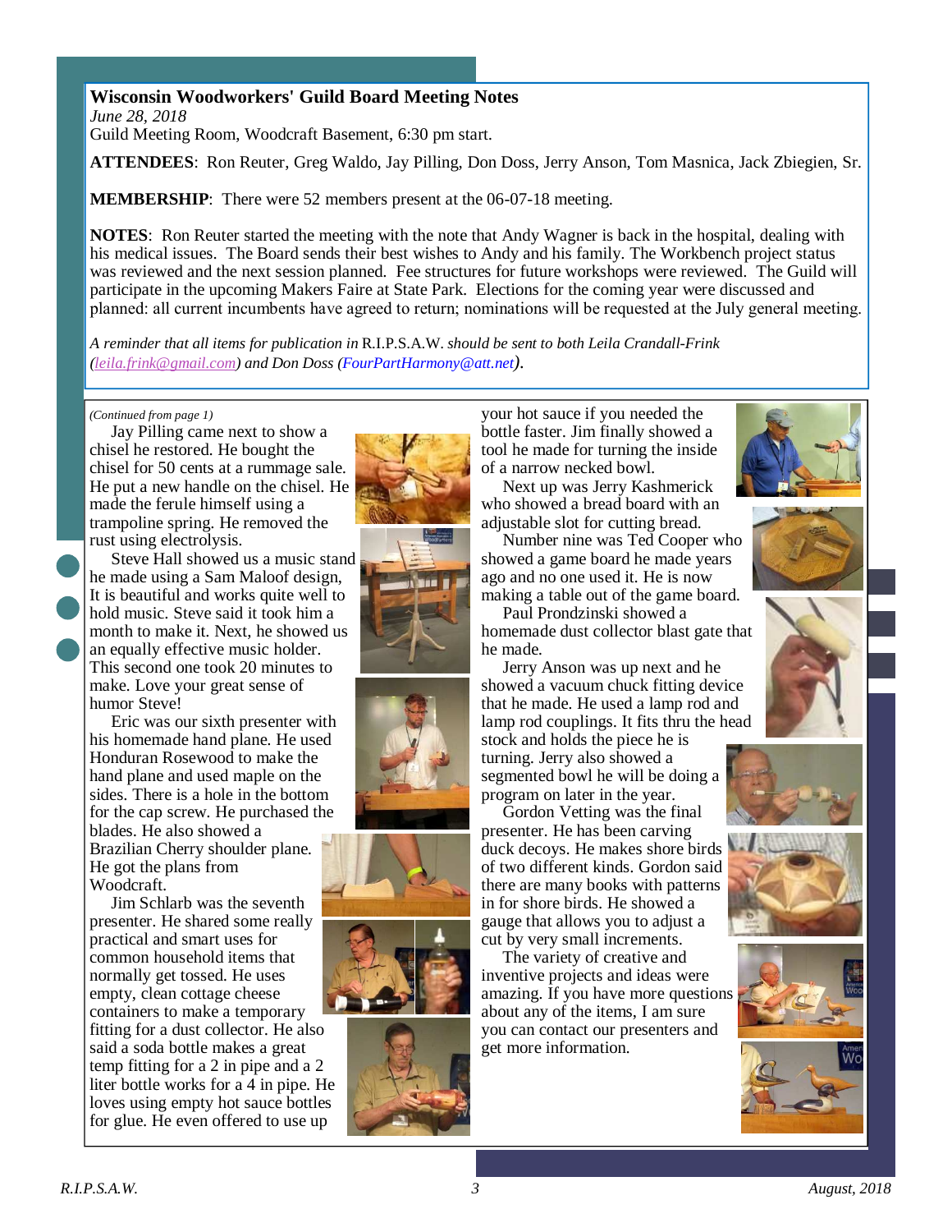## Wisconsin Woodworkers' Guild Board Meeting Notes

*June 28, 2018*

Guild Meeting Room, Woodcraft Basement, 6:30 pm start.

**ATTENDEES**: Ron Reuter, Greg Waldo, Jay Pilling, Don Doss, Jerry Anson, Tom Masnica, Jack Zbiegien, Sr.

**MEMBERSHIP**: There were 52 members present at the 06-07-18 meeting.

**NOTES**: Ron Reuter started the meeting with the note that Andy Wagner is back in the hospital, dealing with his medical issues. The Board sends their best wishes to Andy and his family. The Workbench project status was reviewed and the next session planned. Fee structures for future workshops were reviewed. The Guild will participate in the upcoming Makers Faire at State Park. Elections for the coming year were discussed and planned: all current incumbents have agreed to return; nominations will be requested at the July general meeting.

*A reminder that all items for publication in* R.I.P.S.A.W. *should be sent to both Leila Crandall-Frink (leila.frink@gmail.com) and Don Doss (FourPartHarmony@att.net).*

---

*(Continued from page 1)*

Jay Pilling came next to show a chisel he restored. He bought the chisel for 50 cents at a rummage sale. He put a new handle on the chisel. He made the ferule himself using a trampoline spring. He removed the rust using electrolysis.

Steve Hall showed us a music stand he made using a Sam Maloof design, It is beautiful and works quite well to hold music. Steve said it took him a month to make it. Next, he showed us an equally effective music holder. This second one took 20 minutes to make. Love your great sense of humor Steve!

Eric was our sixth presenter with his homemade hand plane. He used Honduran Rosewood to make the hand plane and used maple on the sides. There is a hole in the bottom for the cap screw. He purchased the blades. He also showed a Brazilian Cherry shoulder plane. He got the plans from Woodcraft.

Jim Schlarb was the seventh presenter. He shared some really practical and smart uses for common household items that normally get tossed. He uses empty, clean cottage cheese containers to make a temporary fitting for a dust collector. He also said a soda bottle makes a great temp fitting for a 2 in pipe and a 2 liter bottle works for a 4 in pipe. He loves using empty hot sauce bottles for glue. He even offered to use up your hot sauce if you needed the bottle faster. Jim finally showed a tool he made for turning the inside of a narrow necked bowl.

Next up was Jerry Kashmerick who showed a bread board with an adjustable slot for cutting bread.

Number nine was Ted Cooper who showed a game board he made years ago and no one used it. He is now making a table out of the game board.

Paul Prondzinski showed a homemade dust collector blast gate that he made.

Jerry Anson was up next and he showed a vacuum chuck fitting device that he made. He used a lamp rod and lamp rod couplings. It fits thru the head stock and holds the piece he is turning. Jerry also showed a segmented bowl he will be doing a program on later in the year.

Gordon Vetting was the final presenter. He has been carving duck decoys. He makes shore birds of two different kinds. Gordon said there are many books with patterns in for shore birds. He showed a gauge that allows you to adjust a cut by very small increments.

The variety of creative and inventive projects and ideas were amazing. If you have more questions about any of the items, I am sure you can contact our presenters and get more information.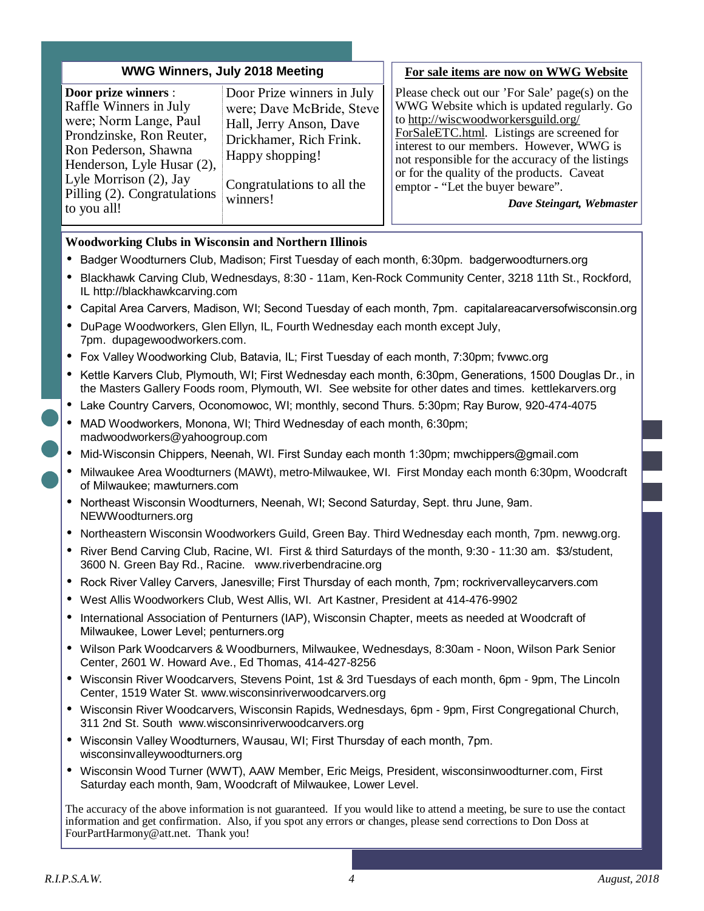## WWG Winners, July 2018 Meeting

**Door prize winners** : Raffle Winners in July were; Norm Lange, Paul Prondzinske, Ron Reuter, Ron Pederson, Shawna Henderson, Lyle Husar (2), Lyle Morrison (2), Jay Pilling (2). Congratulations to you all!

Door Prize winners in July were; Dave McBride, Steve Hall, Jerry Anson, Dave Drickhamer, Rich Frink. Happy shopping!

Congratulations to all the winners!

## For sale items are now on WWG Website

Please check out our 'For Sale' page(s) on the WWG Website which is updated regularly. Go to http://wiscwoodworkersguild.org/ForSaleETC.html. Listings are screened for interest to our members. However, WWG is not responsible for the accuracy of the listings or for the quality of the products. Caveat emptor - "Let the buyer beware".

***Dave Steingart, Webmaster***

## Woodworking Clubs in Wisconsin and Northern Illinois

- Badger Woodturners Club, Madison; First Tuesday of each month, 6:30pm. badgerwoodturners.org
- Blackhawk Carving Club, Wednesdays, 8:30 - 11am, Ken-Rock Community Center, 3218 11th St., Rockford, IL http://blackhawkcarving.com
- Capital Area Carvers, Madison, WI; Second Tuesday of each month, 7pm. capitalareacarversofwisconsin.org
- DuPage Woodworkers, Glen Ellyn, IL, Fourth Wednesday each month except July, 7pm. dupagewoodworkers.com.
- Fox Valley Woodworking Club, Batavia, IL; First Tuesday of each month, 7:30pm; fvwwc.org
- Kettle Karvers Club, Plymouth, WI; First Wednesday each month, 6:30pm, Generations, 1500 Douglas Dr., in the Masters Gallery Foods room, Plymouth, WI. See website for other dates and times. kettlekarvers.org
- Lake Country Carvers, Oconomowoc, WI; monthly, second Thurs. 5:30pm; Ray Burow, 920-474-4075
- MAD Woodworkers, Monona, WI; Third Wednesday of each month, 6:30pm; madwoodworkers@yahoogroup.com
- Mid-Wisconsin Chippers, Neenah, WI. First Sunday each month 1:30pm; mwchippers@gmail.com
- Milwaukee Area Woodturners (MAWt), metro-Milwaukee, WI. First Monday each month 6:30pm, Woodcraft of Milwaukee; mawturners.com
- Northeast Wisconsin Woodturners, Neenah, WI; Second Saturday, Sept. thru June, 9am. NEWWoodturners.org
- Northeastern Wisconsin Woodworkers Guild, Green Bay. Third Wednesday each month, 7pm. newwg.org.
- River Bend Carving Club, Racine, WI. First & third Saturdays of the month, 9:30 - 11:30 am. $3/student, 3600 N. Green Bay Rd., Racine. www.riverbendracine.org
- Rock River Valley Carvers, Janesville; First Thursday of each month, 7pm; rockrivervalleycarvers.com
- West Allis Woodworkers Club, West Allis, WI. Art Kastner, President at 414-476-9902
- International Association of Penturners (IAP), Wisconsin Chapter, meets as needed at Woodcraft of Milwaukee, Lower Level; penturners.org
- Wilson Park Woodcarvers & Woodburners, Milwaukee, Wednesdays, 8:30am - Noon, Wilson Park Senior Center, 2601 W. Howard Ave., Ed Thomas, 414-427-8256
- Wisconsin River Woodcarvers, Stevens Point, 1st & 3rd Tuesdays of each month, 6pm - 9pm, The Lincoln Center, 1519 Water St. www.wisconsinriverwoodcarvers.org
- Wisconsin River Woodcarvers, Wisconsin Rapids, Wednesdays, 6pm - 9pm, First Congregational Church, 311 2nd St. South www.wisconsinriverwoodcarvers.org
- Wisconsin Valley Woodturners, Wausau, WI; First Thursday of each month, 7pm. wisconsinvalleywoodturners.org
- Wisconsin Wood Turner (WWT), AAW Member, Eric Meigs, President, wisconsinwoodturner.com, First Saturday each month, 9am, Woodcraft of Milwaukee, Lower Level.

The accuracy of the above information is not guaranteed. If you would like to attend a meeting, be sure to use the contact information and get confirmation. Also, if you spot any errors or changes, please send corrections to Don Doss at FourPartHarmony@att.net. Thank you!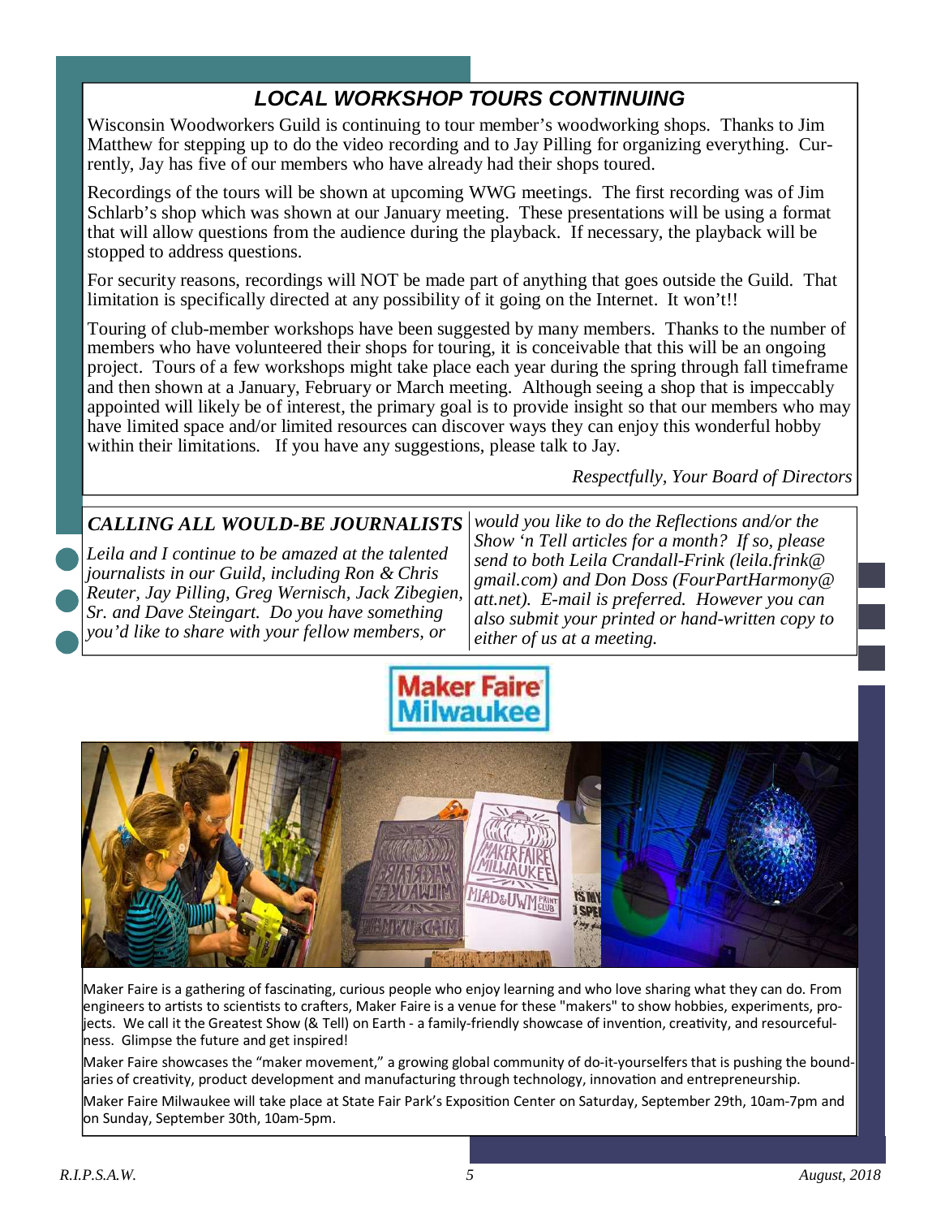## LOCAL WORKSHOP TOURS CONTINUING

Wisconsin Woodworkers Guild is continuing to tour member's woodworking shops. Thanks to Jim Matthew for stepping up to do the video recording and to Jay Pilling for organizing everything. Currently, Jay has five of our members who have already had their shops toured.

Recordings of the tours will be shown at upcoming WWG meetings. The first recording was of Jim Schlarb's shop which was shown at our January meeting. These presentations will be using a format that will allow questions from the audience during the playback. If necessary, the playback will be stopped to address questions.

For security reasons, recordings will NOT be made part of anything that goes outside the Guild. That limitation is specifically directed at any possibility of it going on the Internet. It won't!!

Touring of club-member workshops have been suggested by many members. Thanks to the number of members who have volunteered their shops for touring, it is conceivable that this will be an ongoing project. Tours of a few workshops might take place each year during the spring through fall timeframe and then shown at a January, February or March meeting. Although seeing a shop that is impeccably appointed will likely be of interest, the primary goal is to provide insight so that our members who may have limited space and/or limited resources can discover ways they can enjoy this wonderful hobby within their limitations. If you have any suggestions, please talk to Jay.

*Respectfully, Your Board of Directors*

### *CALLING ALL WOULD-BE JOURNALISTS*

*Leila and I continue to be amazed at the talented journalists in our Guild, including Ron & Chris Reuter, Jay Pilling, Greg Wernisch, Jack Zibegien, Sr. and Dave Steingart. Do you have something you'd like to share with your fellow members, or would you like to do the Reflections and/or the Show 'n Tell articles for a month? If so, please send to both Leila Crandall-Frink (leila.frink@gmail.com) and Don Doss (FourPartHarmony@att.net). E-mail is preferred. However you can also submit your printed or hand-written copy to either of us at a meeting.*

## Maker Faire Milwaukee

Maker Faire is a gathering of fascinating, curious people who enjoy learning and who love sharing what they can do. From engineers to artists to scientists to crafters, Maker Faire is a venue for these "makers" to show hobbies, experiments, projects. We call it the Greatest Show (& Tell) on Earth - a family-friendly showcase of invention, creativity, and resourcefulness. Glimpse the future and get inspired!

Maker Faire showcases the "maker movement," a growing global community of do-it-yourselfers that is pushing the boundaries of creativity, product development and manufacturing through technology, innovation and entrepreneurship.

Maker Faire Milwaukee will take place at State Fair Park's Exposition Center on Saturday, September 29th, 10am-7pm and on Sunday, September 30th, 10am-5pm.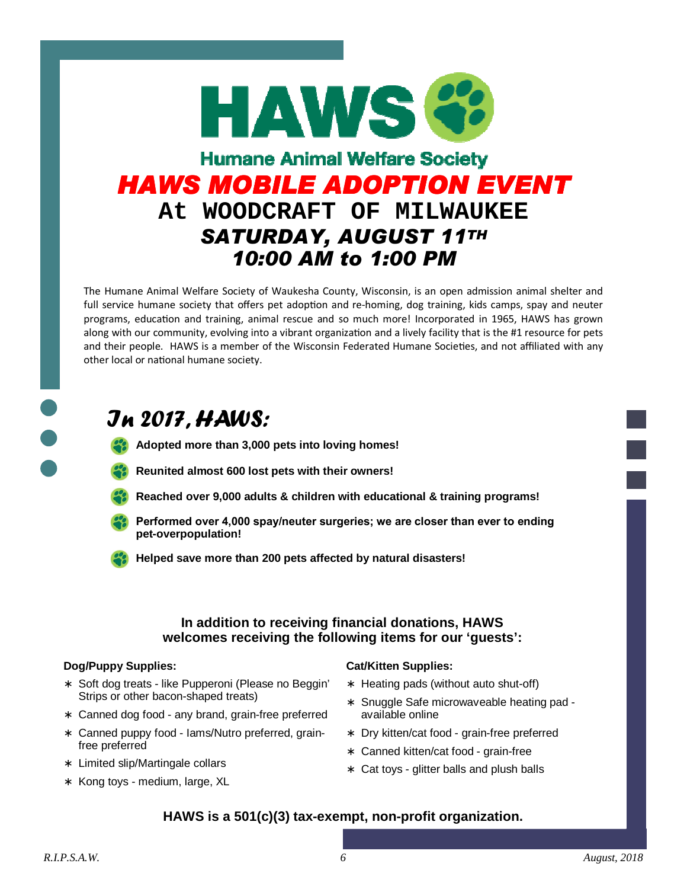# HAWS

## Humane Animal Welfare Society

# HAWS MOBILE ADOPTION EVENT

## At WOODCRAFT OF MILWAUKEE

### SATURDAY, AUGUST 11TH

### 10:00 AM to 1:00 PM

The Humane Animal Welfare Society of Waukesha County, Wisconsin, is an open admission animal shelter and full service humane society that offers pet adoption and re-homing, dog training, kids camps, spay and neuter programs, education and training, animal rescue and so much more! Incorporated in 1965, HAWS has grown along with our community, evolving into a vibrant organization and a lively facility that is the #1 resource for pets and their people. HAWS is a member of the Wisconsin Federated Humane Societies, and not affiliated with any other local or national humane society.

## In 2017, HAWS:

- **Adopted more than 3,000 pets into loving homes!**
- **Reunited almost 600 lost pets with their owners!**
- **Reached over 9,000 adults & children with educational & training programs!**
- **Performed over 4,000 spay/neuter surgeries; we are closer than ever to ending pet-overpopulation!**
- **Helped save more than 200 pets affected by natural disasters!**

**In addition to receiving financial donations, HAWS welcomes receiving the following items for our 'guests':**

**Dog/Puppy Supplies:**

- Soft dog treats - like Pupperoni (Please no Beggin' Strips or other bacon-shaped treats)
- Canned dog food - any brand, grain-free preferred
- Canned puppy food - Iams/Nutro preferred, grain-free preferred
- Limited slip/Martingale collars
- Kong toys - medium, large, XL

**Cat/Kitten Supplies:**

- Heating pads (without auto shut-off)
- Snuggle Safe microwaveable heating pad - available online
- Dry kitten/cat food - grain-free preferred
- Canned kitten/cat food - grain-free
- Cat toys - glitter balls and plush balls

**HAWS is a 501(c)(3) tax-exempt, non-profit organization.**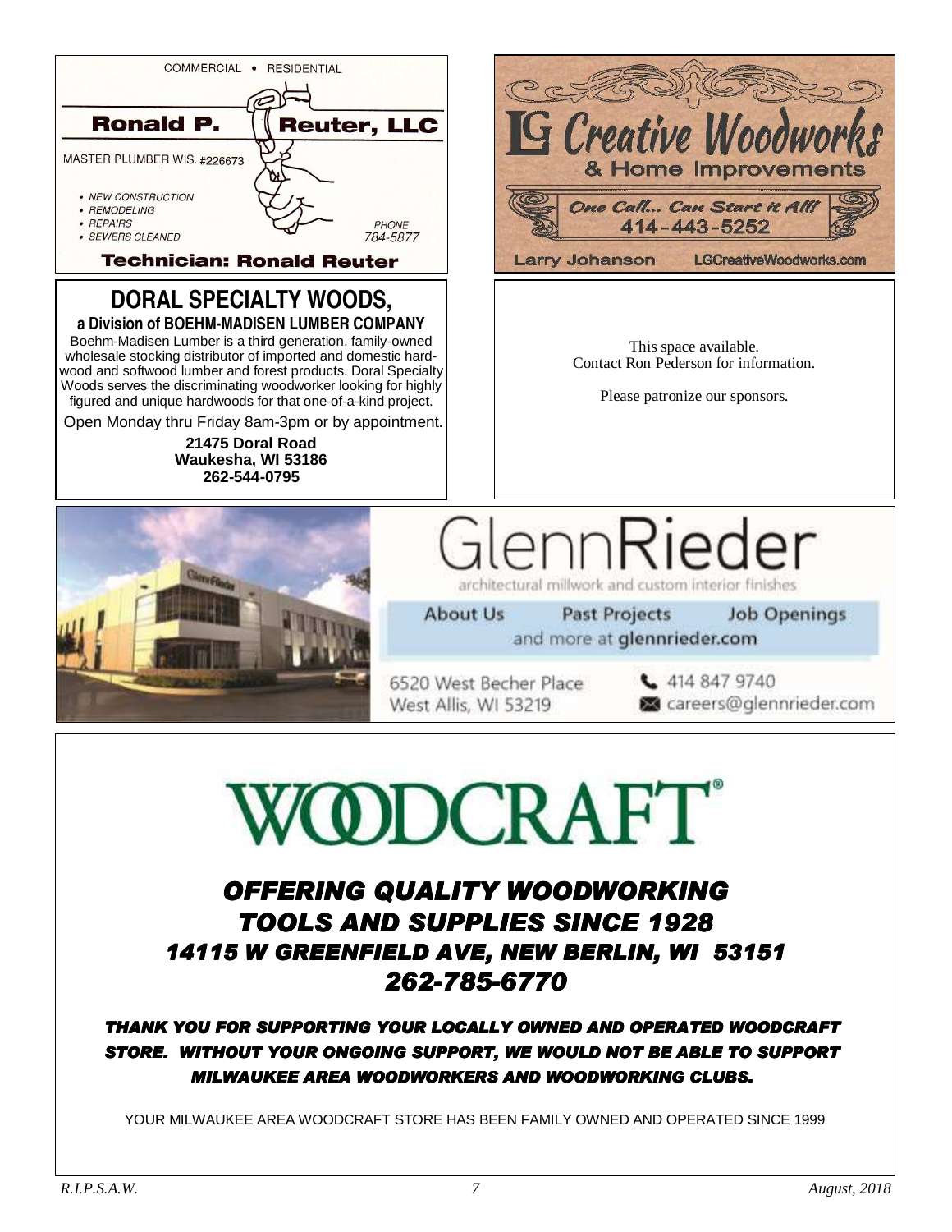COMMERCIAL • RESIDENTIAL

**Ronald P. Reuter, LLC**

MASTER PLUMBER WIS. #226673

- *NEW CONSTRUCTION*
- *REMODELING*
- *REPAIRS*
- *SEWERS CLEANED*

*PHONE*
*784-5877*

**Technician: Ronald Reuter**

---

**LG Creative Woodworks**

**& Home Improvements**

*One Call... Can Start it All!*

**414-443-5252**

Larry Johanson    LGCreativeWoodworks.com

---

## DORAL SPECIALTY WOODS,

**a Division of BOEHM-MADISEN LUMBER COMPANY**

Boehm-Madisen Lumber is a third generation, family-owned wholesale stocking distributor of imported and domestic hardwood and softwood lumber and forest products. Doral Specialty Woods serves the discriminating woodworker looking for highly figured and unique hardwoods for that one-of-a-kind project.

Open Monday thru Friday 8am-3pm or by appointment.

**21475 Doral Road**
**Waukesha, WI 53186**
**262-544-0795**

---

This space available.
Contact Ron Pederson for information.

Please patronize our sponsors.

---

# GlennRieder

architectural millwork and custom interior finishes

About Us    Past Projects    Job Openings
and more at **glennrieder.com**

6520 West Becher Place
West Allis, WI 53219

414 847 9740
careers@glennrieder.com

---

# WOODCRAFT®

## *OFFERING QUALITY WOODWORKING TOOLS AND SUPPLIES SINCE 1928*
## *14115 W GREENFIELD AVE, NEW BERLIN, WI 53151*
## *262-785-6770*

***THANK YOU FOR SUPPORTING YOUR LOCALLY OWNED AND OPERATED WOODCRAFT STORE. WITHOUT YOUR ONGOING SUPPORT, WE WOULD NOT BE ABLE TO SUPPORT MILWAUKEE AREA WOODWORKERS AND WOODWORKING CLUBS.***

YOUR MILWAUKEE AREA WOODCRAFT STORE HAS BEEN FAMILY OWNED AND OPERATED SINCE 1999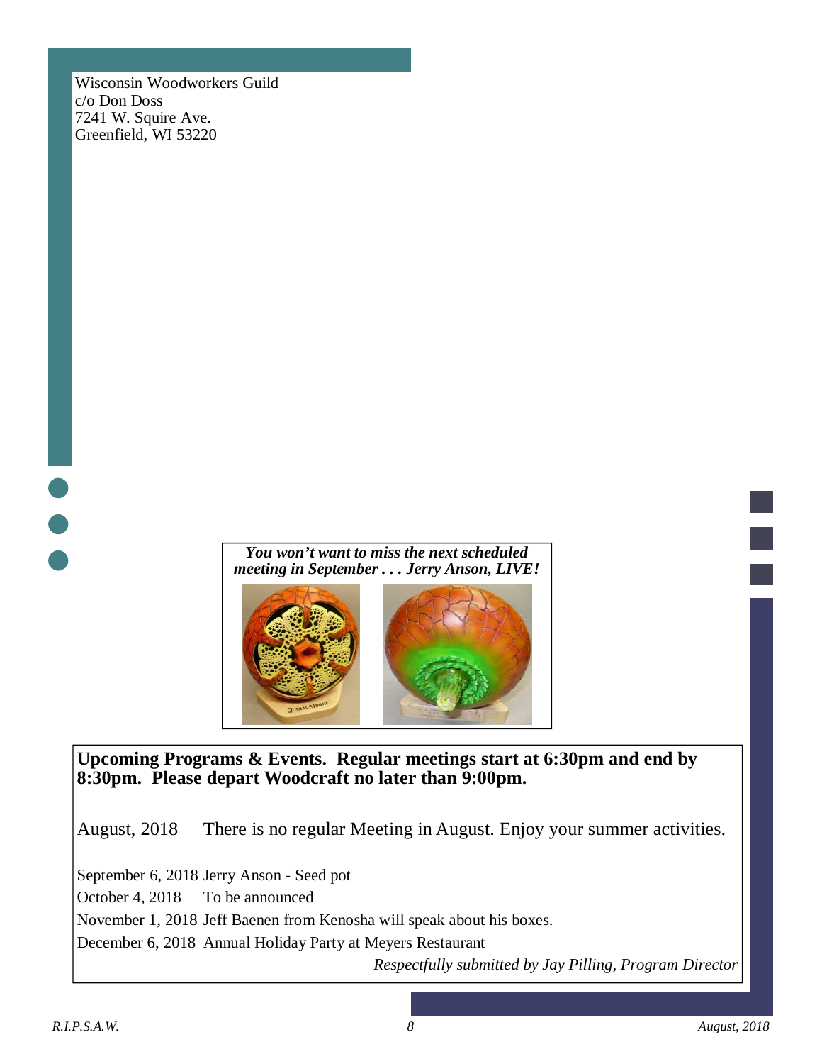Wisconsin Woodworkers Guild
c/o Don Doss
7241 W. Squire Ave.
Greenfield, WI 53220

***You won't want to miss the next scheduled meeting in September . . . Jerry Anson, LIVE!***

**Upcoming Programs & Events. Regular meetings start at 6:30pm and end by 8:30pm. Please depart Woodcraft no later than 9:00pm.**

August, 2018 There is no regular Meeting in August. Enjoy your summer activities.

September 6, 2018 Jerry Anson - Seed pot

October 4, 2018 To be announced

November 1, 2018 Jeff Baenen from Kenosha will speak about his boxes.

December 6, 2018 Annual Holiday Party at Meyers Restaurant

*Respectfully submitted by Jay Pilling, Program Director*